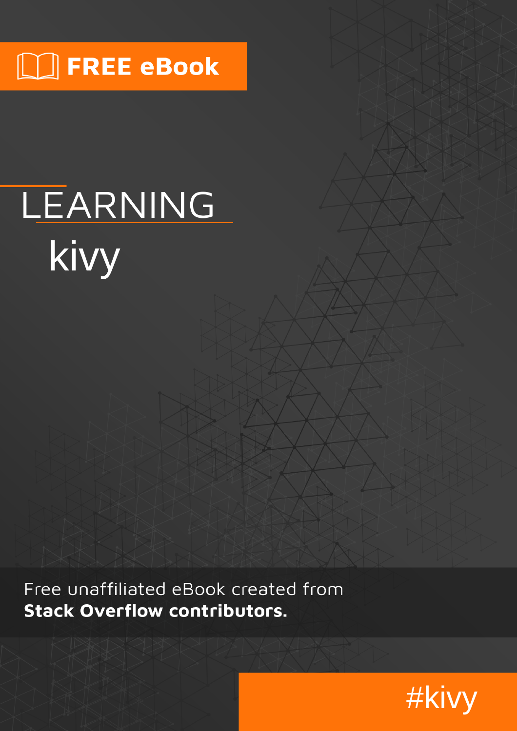FREE eBook

# LEARNING kivy

Free unaffiliated eBook created from **Stack Overflow contributors.**

#kivy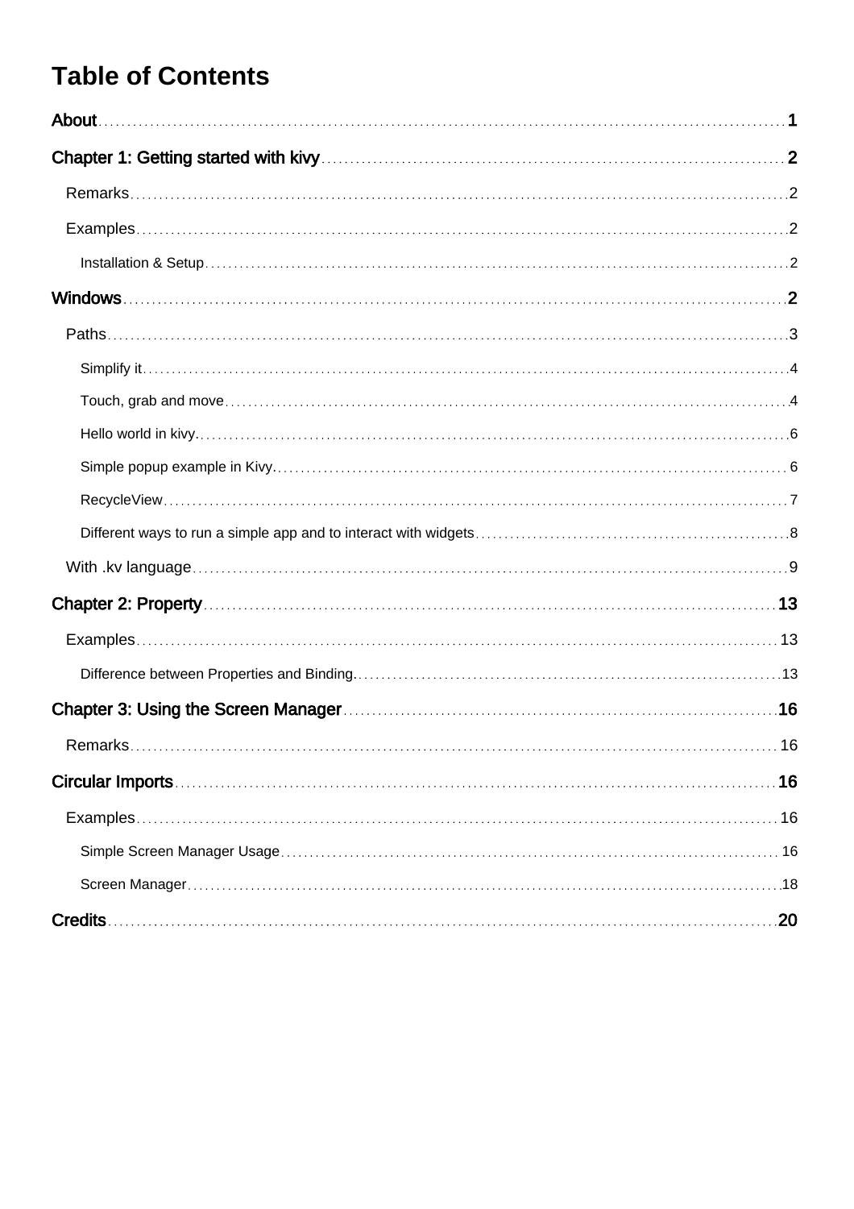# Table of Contents

- About ... 1
- Chapter 1: Getting started with kivy ... 2
  - Remarks ... 2
  - Examples ... 2
    - Installation & Setup ... 2
- Windows ... 2
  - Paths ... 3
    - Simplify it ... 4
    - Touch, grab and move ... 4
    - Hello world in kivy. ... 6
    - Simple popup example in Kivy. ... 6
    - RecycleView ... 7
    - Different ways to run a simple app and to interact with widgets ... 8
  - With .kv language ... 9
- Chapter 2: Property ... 13
  - Examples ... 13
    - Difference between Properties and Binding. ... 13
- Chapter 3: Using the Screen Manager ... 16
  - Remarks ... 16
- Circular Imports ... 16
  - Examples ... 16
    - Simple Screen Manager Usage ... 16
    - Screen Manager ... 18
- Credits ... 20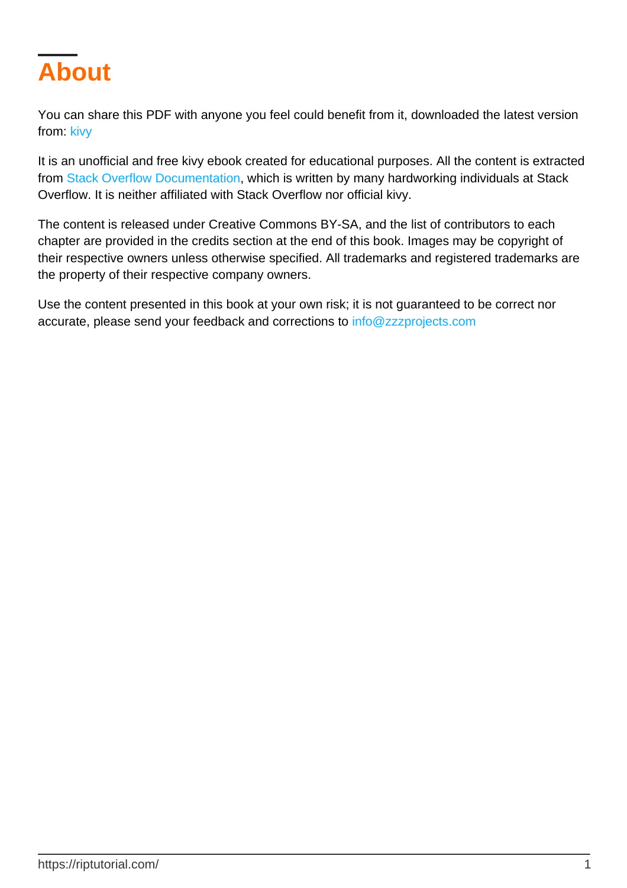# About

You can share this PDF with anyone you feel could benefit from it, downloaded the latest version from: kivy

It is an unofficial and free kivy ebook created for educational purposes. All the content is extracted from Stack Overflow Documentation, which is written by many hardworking individuals at Stack Overflow. It is neither affiliated with Stack Overflow nor official kivy.

The content is released under Creative Commons BY-SA, and the list of contributors to each chapter are provided in the credits section at the end of this book. Images may be copyright of their respective owners unless otherwise specified. All trademarks and registered trademarks are the property of their respective company owners.

Use the content presented in this book at your own risk; it is not guaranteed to be correct nor accurate, please send your feedback and corrections to info@zzzprojects.com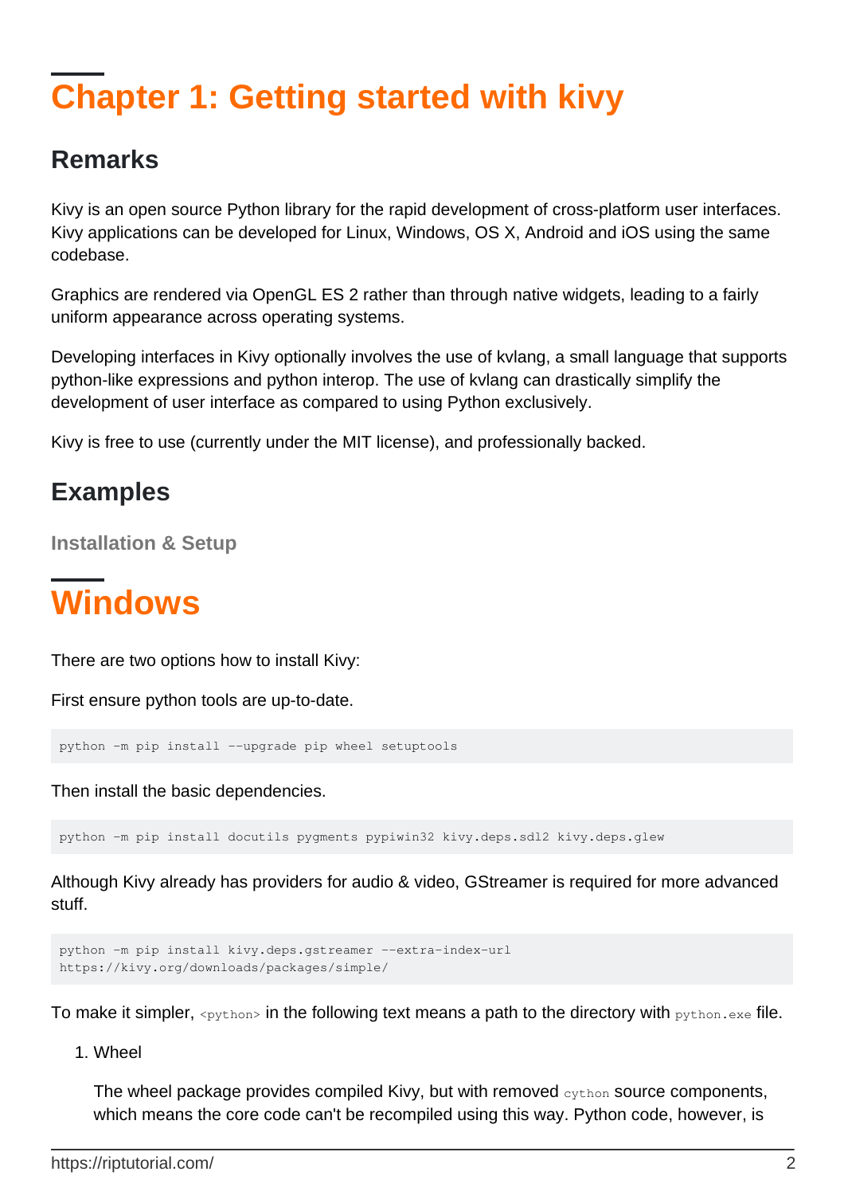# Chapter 1: Getting started with kivy

## Remarks

Kivy is an open source Python library for the rapid development of cross-platform user interfaces. Kivy applications can be developed for Linux, Windows, OS X, Android and iOS using the same codebase.

Graphics are rendered via OpenGL ES 2 rather than through native widgets, leading to a fairly uniform appearance across operating systems.

Developing interfaces in Kivy optionally involves the use of kvlang, a small language that supports python-like expressions and python interop. The use of kvlang can drastically simplify the development of user interface as compared to using Python exclusively.

Kivy is free to use (currently under the MIT license), and professionally backed.

## Examples

### Installation & Setup

# Windows

There are two options how to install Kivy:

First ensure python tools are up-to-date.

```
python -m pip install --upgrade pip wheel setuptools
```

Then install the basic dependencies.

```
python -m pip install docutils pygments pypiwin32 kivy.deps.sdl2 kivy.deps.glew
```

Although Kivy already has providers for audio & video, GStreamer is required for more advanced stuff.

```
python -m pip install kivy.deps.gstreamer --extra-index-url
https://kivy.org/downloads/packages/simple/
```

To make it simpler, `<python>` in the following text means a path to the directory with `python.exe` file.

1. Wheel

   The wheel package provides compiled Kivy, but with removed `cython` source components, which means the core code can't be recompiled using this way. Python code, however, is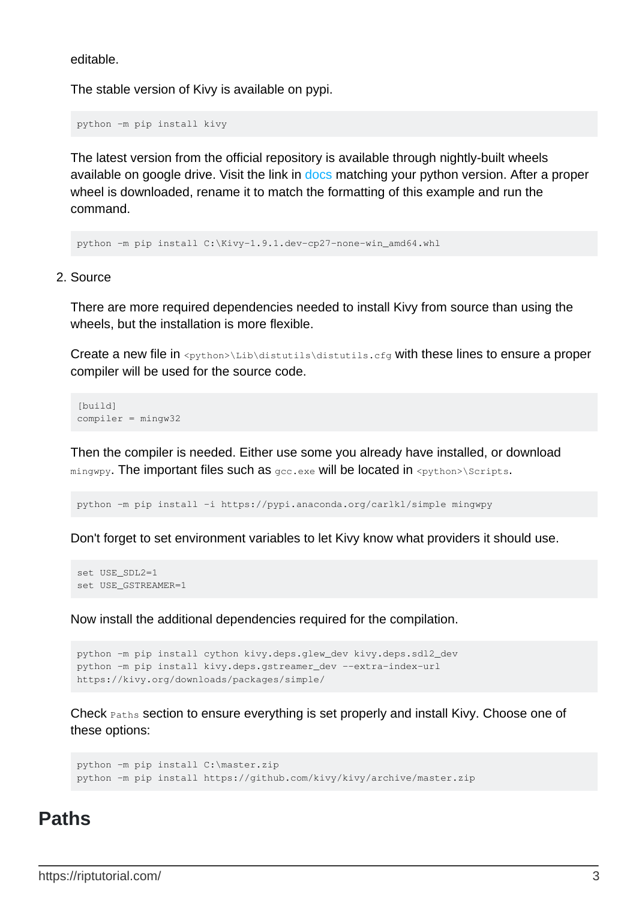editable.

The stable version of Kivy is available on pypi.

```
python -m pip install kivy
```

The latest version from the official repository is available through nightly-built wheels available on google drive. Visit the link in docs matching your python version. After a proper wheel is downloaded, rename it to match the formatting of this example and run the command.

```
python -m pip install C:\Kivy-1.9.1.dev-cp27-none-win_amd64.whl
```

2. Source

   There are more required dependencies needed to install Kivy from source than using the wheels, but the installation is more flexible.

   Create a new file in `<python>\Lib\distutils\distutils.cfg` with these lines to ensure a proper compiler will be used for the source code.

   ```
   [build]
   compiler = mingw32
   ```

   Then the compiler is needed. Either use some you already have installed, or download `mingwpy`. The important files such as `gcc.exe` will be located in `<python>\Scripts`.

   ```
   python -m pip install -i https://pypi.anaconda.org/carlkl/simple mingwpy
   ```

   Don't forget to set environment variables to let Kivy know what providers it should use.

   ```
   set USE_SDL2=1
   set USE_GSTREAMER=1
   ```

   Now install the additional dependencies required for the compilation.

   ```
   python -m pip install cython kivy.deps.glew_dev kivy.deps.sdl2_dev
   python -m pip install kivy.deps.gstreamer_dev --extra-index-url
   https://kivy.org/downloads/packages/simple/
   ```

   Check `Paths` section to ensure everything is set properly and install Kivy. Choose one of these options:

   ```
   python -m pip install C:\master.zip
   python -m pip install https://github.com/kivy/kivy/archive/master.zip
   ```

## Paths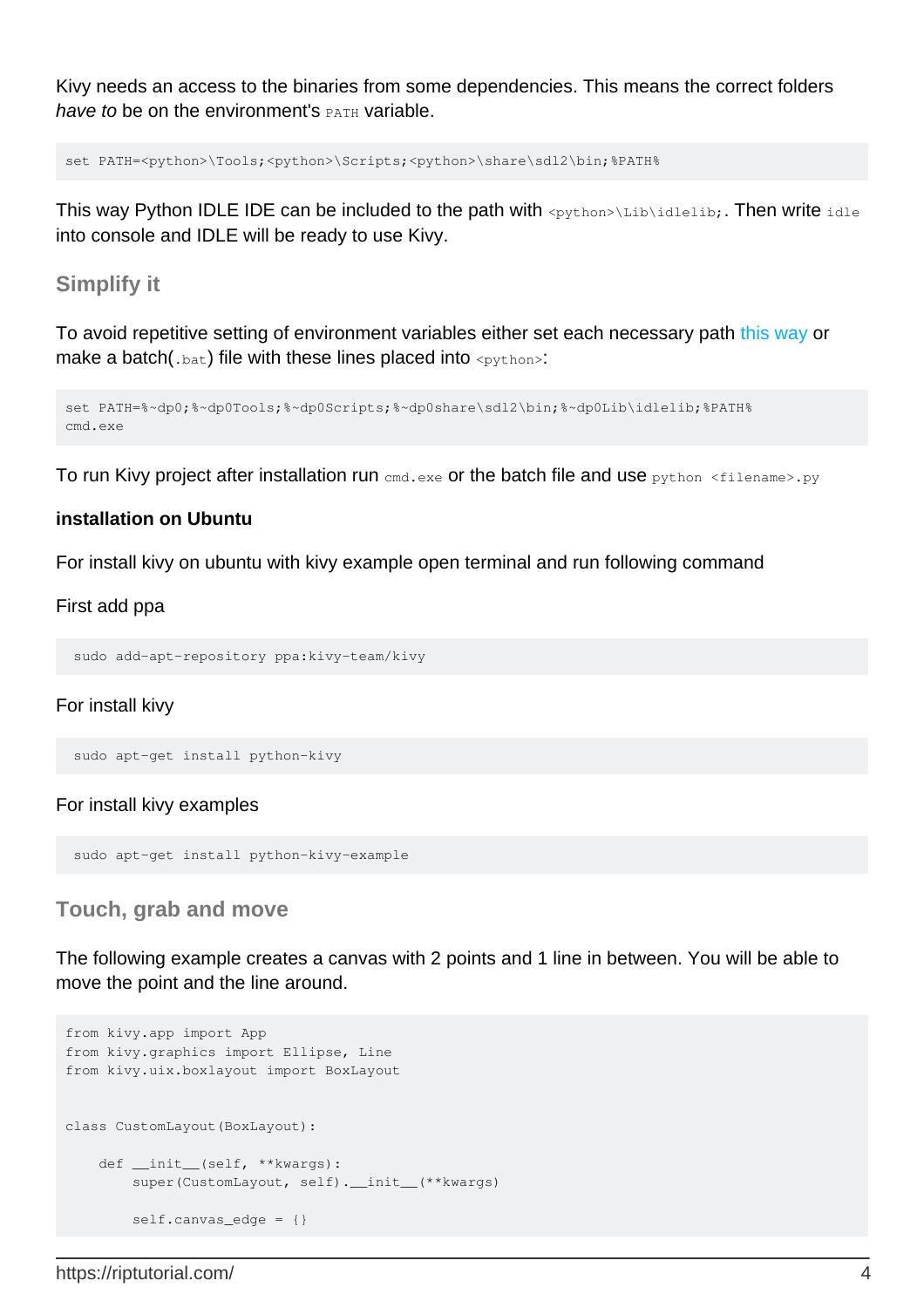Kivy needs an access to the binaries from some dependencies. This means the correct folders *have to* be on the environment's `PATH` variable.

```
set PATH=<python>\Tools;<python>\Scripts;<python>\share\sdl2\bin;%PATH%
```

This way Python IDLE IDE can be included to the path with `<python>\Lib\idlelib;`. Then write `idle` into console and IDLE will be ready to use Kivy.

## Simplify it

To avoid repetitive setting of environment variables either set each necessary path this way or make a batch(`.bat`) file with these lines placed into `<python>`:

```
set PATH=%~dp0;%~dp0Tools;%~dp0Scripts;%~dp0share\sdl2\bin;%~dp0Lib\idlelib;%PATH%
cmd.exe
```

To run Kivy project after installation run `cmd.exe` or the batch file and use `python <filename>.py`

**installation on Ubuntu**

For install kivy on ubuntu with kivy example open terminal and run following command

First add ppa

```
sudo add-apt-repository ppa:kivy-team/kivy
```

For install kivy

```
sudo apt-get install python-kivy
```

For install kivy examples

```
sudo apt-get install python-kivy-example
```

## Touch, grab and move

The following example creates a canvas with 2 points and 1 line in between. You will be able to move the point and the line around.

```
from kivy.app import App
from kivy.graphics import Ellipse, Line
from kivy.uix.boxlayout import BoxLayout


class CustomLayout(BoxLayout):

    def __init__(self, **kwargs):
        super(CustomLayout, self).__init__(**kwargs)

        self.canvas_edge = {}
```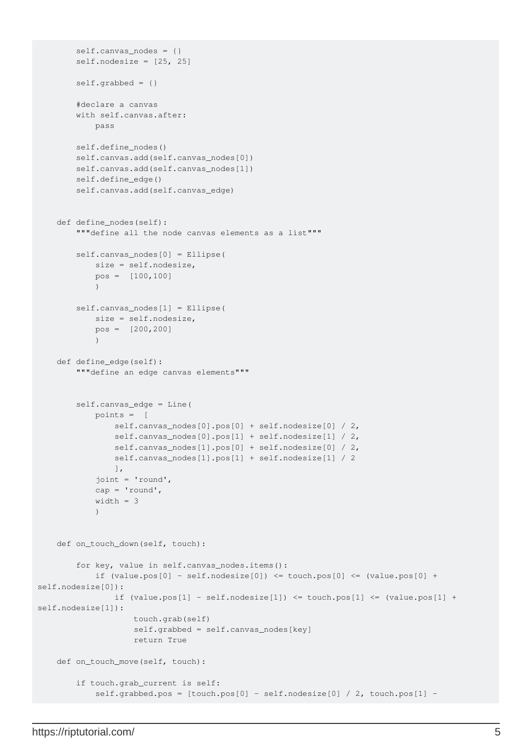```
        self.canvas_nodes = {}
        self.nodesize = [25, 25]

        self.grabbed = {}

        #declare a canvas
        with self.canvas.after:
            pass

        self.define_nodes()
        self.canvas.add(self.canvas_nodes[0])
        self.canvas.add(self.canvas_nodes[1])
        self.define_edge()
        self.canvas.add(self.canvas_edge)


    def define_nodes(self):
        """define all the node canvas elements as a list"""

        self.canvas_nodes[0] = Ellipse(
            size = self.nodesize,
            pos =  [100,100]
            )

        self.canvas_nodes[1] = Ellipse(
            size = self.nodesize,
            pos =  [200,200]
            )

    def define_edge(self):
        """define an edge canvas elements"""


        self.canvas_edge = Line(
            points =  [
                self.canvas_nodes[0].pos[0] + self.nodesize[0] / 2,
                self.canvas_nodes[0].pos[1] + self.nodesize[1] / 2,
                self.canvas_nodes[1].pos[0] + self.nodesize[0] / 2,
                self.canvas_nodes[1].pos[1] + self.nodesize[1] / 2
                ],
            joint = 'round',
            cap = 'round',
            width = 3
            )


    def on_touch_down(self, touch):

        for key, value in self.canvas_nodes.items():
            if (value.pos[0] - self.nodesize[0]) <= touch.pos[0] <= (value.pos[0] +
self.nodesize[0]):
                if (value.pos[1] - self.nodesize[1]) <= touch.pos[1] <= (value.pos[1] +
self.nodesize[1]):
                    touch.grab(self)
                    self.grabbed = self.canvas_nodes[key]
                    return True

    def on_touch_move(self, touch):

        if touch.grab_current is self:
            self.grabbed.pos = [touch.pos[0] - self.nodesize[0] / 2, touch.pos[1] -
```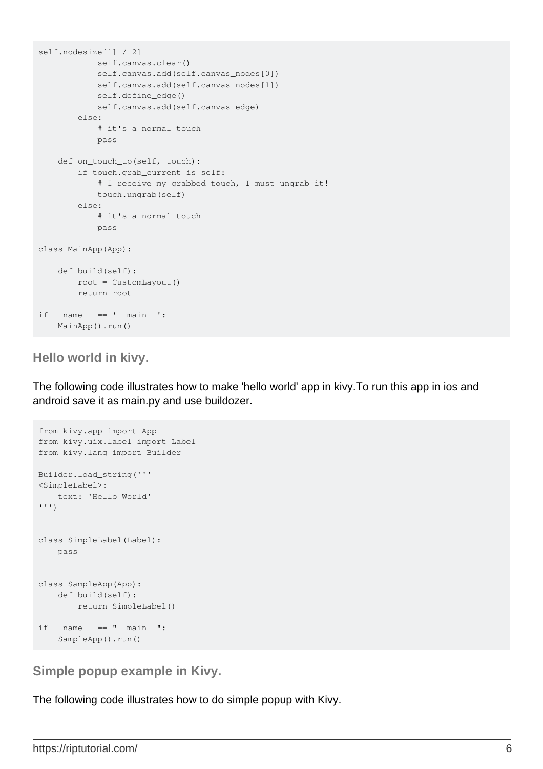```
self.nodesize[1] / 2]
            self.canvas.clear()
            self.canvas.add(self.canvas_nodes[0])
            self.canvas.add(self.canvas_nodes[1])
            self.define_edge()
            self.canvas.add(self.canvas_edge)
        else:
            # it's a normal touch
            pass

    def on_touch_up(self, touch):
        if touch.grab_current is self:
            # I receive my grabbed touch, I must ungrab it!
            touch.ungrab(self)
        else:
            # it's a normal touch
            pass

class MainApp(App):

    def build(self):
        root = CustomLayout()
        return root

if __name__ == '__main__':
    MainApp().run()
```

### Hello world in kivy.

The following code illustrates how to make 'hello world' app in kivy.To run this app in ios and android save it as main.py and use buildozer.

```
from kivy.app import App
from kivy.uix.label import Label
from kivy.lang import Builder

Builder.load_string('''
<SimpleLabel>:
    text: 'Hello World'
''')


class SimpleLabel(Label):
    pass


class SampleApp(App):
    def build(self):
        return SimpleLabel()

if __name__ == "__main__":
    SampleApp().run()
```

### Simple popup example in Kivy.

The following code illustrates how to do simple popup with Kivy.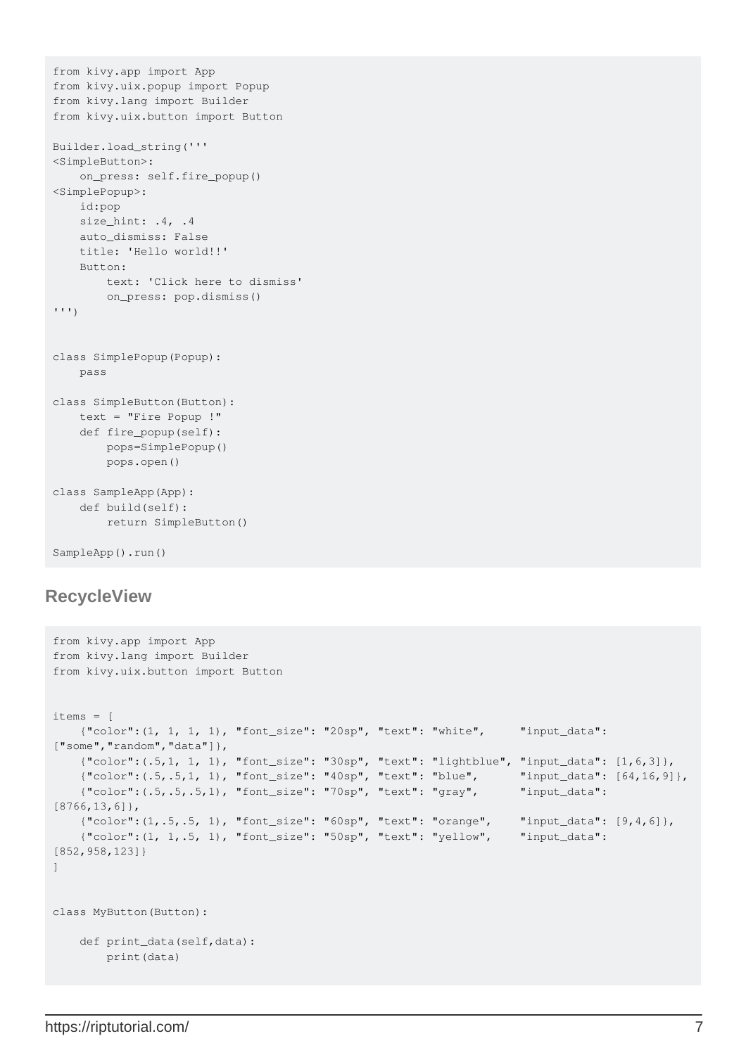```
from kivy.app import App
from kivy.uix.popup import Popup
from kivy.lang import Builder
from kivy.uix.button import Button

Builder.load_string('''
<SimpleButton>:
    on_press: self.fire_popup()
<SimplePopup>:
    id:pop
    size_hint: .4, .4
    auto_dismiss: False
    title: 'Hello world!!'
    Button:
        text: 'Click here to dismiss'
        on_press: pop.dismiss()
''')


class SimplePopup(Popup):
    pass

class SimpleButton(Button):
    text = "Fire Popup !"
    def fire_popup(self):
        pops=SimplePopup()
        pops.open()

class SampleApp(App):
    def build(self):
        return SimpleButton()

SampleApp().run()
```

### RecycleView

```
from kivy.app import App
from kivy.lang import Builder
from kivy.uix.button import Button


items = [
    {"color":(1, 1, 1, 1), "font_size": "20sp", "text": "white",     "input_data":
["some","random","data"]},
    {"color":(.5,1, 1, 1), "font_size": "30sp", "text": "lightblue", "input_data": [1,6,3]},
    {"color":(.5,.5,1, 1), "font_size": "40sp", "text": "blue",      "input_data": [64,16,9]},
    {"color":(.5,.5,.5,1), "font_size": "70sp", "text": "gray",      "input_data":
[8766,13,6]},
    {"color":(1,.5,.5, 1), "font_size": "60sp", "text": "orange",    "input_data": [9,4,6]},
    {"color":(1, 1,.5, 1), "font_size": "50sp", "text": "yellow",    "input_data":
[852,958,123]}
]


class MyButton(Button):

    def print_data(self,data):
        print(data)
```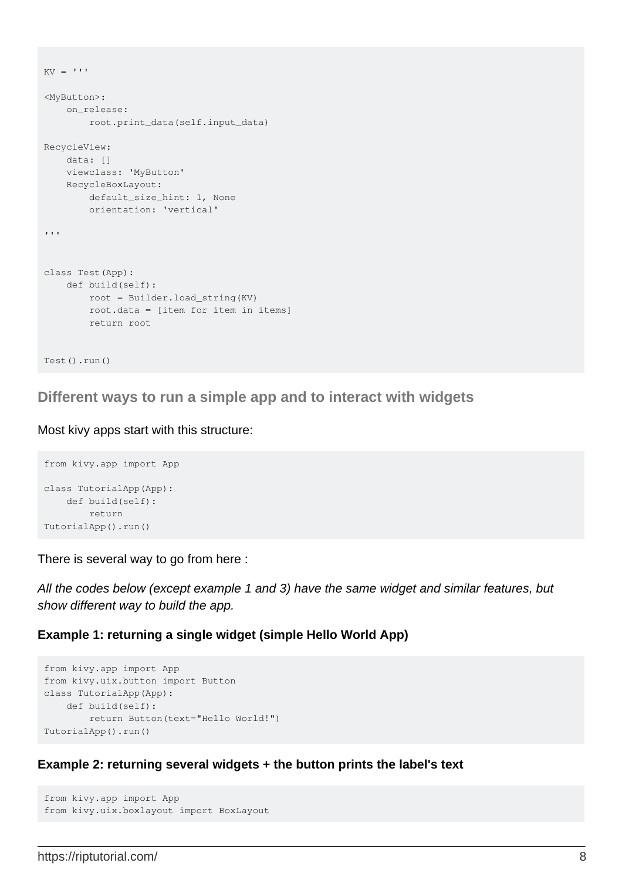```
KV = '''

<MyButton>:
    on_release:
        root.print_data(self.input_data)

RecycleView:
    data: []
    viewclass: 'MyButton'
    RecycleBoxLayout:
        default_size_hint: 1, None
        orientation: 'vertical'

'''


class Test(App):
    def build(self):
        root = Builder.load_string(KV)
        root.data = [item for item in items]
        return root


Test().run()
```

### Different ways to run a simple app and to interact with widgets

Most kivy apps start with this structure:

```
from kivy.app import App

class TutorialApp(App):
    def build(self):
        return
TutorialApp().run()
```

There is several way to go from here :

*All the codes below (except example 1 and 3) have the same widget and similar features, but show different way to build the app.*

**Example 1: returning a single widget (simple Hello World App)**

```
from kivy.app import App
from kivy.uix.button import Button
class TutorialApp(App):
    def build(self):
        return Button(text="Hello World!")
TutorialApp().run()
```

**Example 2: returning several widgets + the button prints the label's text**

```
from kivy.app import App
from kivy.uix.boxlayout import BoxLayout
```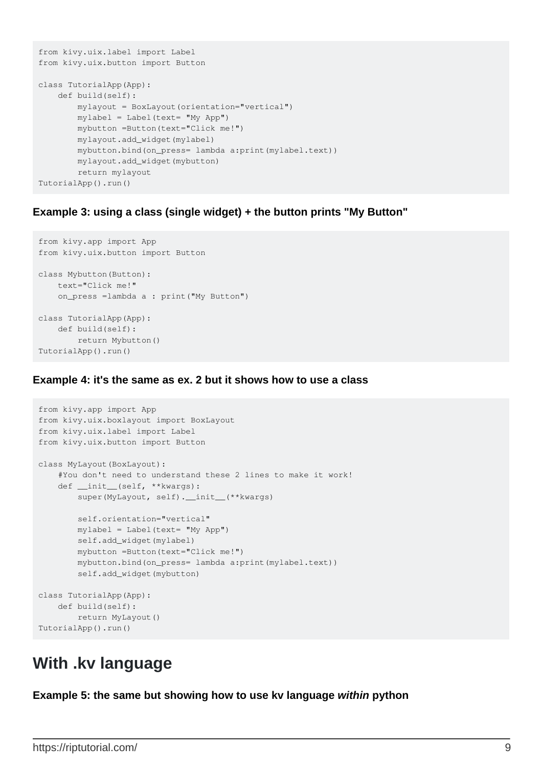```
from kivy.uix.label import Label
from kivy.uix.button import Button

class TutorialApp(App):
    def build(self):
        mylayout = BoxLayout(orientation="vertical")
        mylabel = Label(text= "My App")
        mybutton =Button(text="Click me!")
        mylayout.add_widget(mylabel)
        mybutton.bind(on_press= lambda a:print(mylabel.text))
        mylayout.add_widget(mybutton)
        return mylayout
TutorialApp().run()
```

**Example 3: using a class (single widget) + the button prints "My Button"**

```
from kivy.app import App
from kivy.uix.button import Button

class Mybutton(Button):
    text="Click me!"
    on_press =lambda a : print("My Button")

class TutorialApp(App):
    def build(self):
        return Mybutton()
TutorialApp().run()
```

**Example 4: it's the same as ex. 2 but it shows how to use a class**

```
from kivy.app import App
from kivy.uix.boxlayout import BoxLayout
from kivy.uix.label import Label
from kivy.uix.button import Button

class MyLayout(BoxLayout):
    #You don't need to understand these 2 lines to make it work!
    def __init__(self, **kwargs):
        super(MyLayout, self).__init__(**kwargs)

        self.orientation="vertical"
        mylabel = Label(text= "My App")
        self.add_widget(mylabel)
        mybutton =Button(text="Click me!")
        mybutton.bind(on_press= lambda a:print(mylabel.text))
        self.add_widget(mybutton)

class TutorialApp(App):
    def build(self):
        return MyLayout()
TutorialApp().run()
```

## With .kv language

**Example 5: the same but showing how to use kv language *within* python**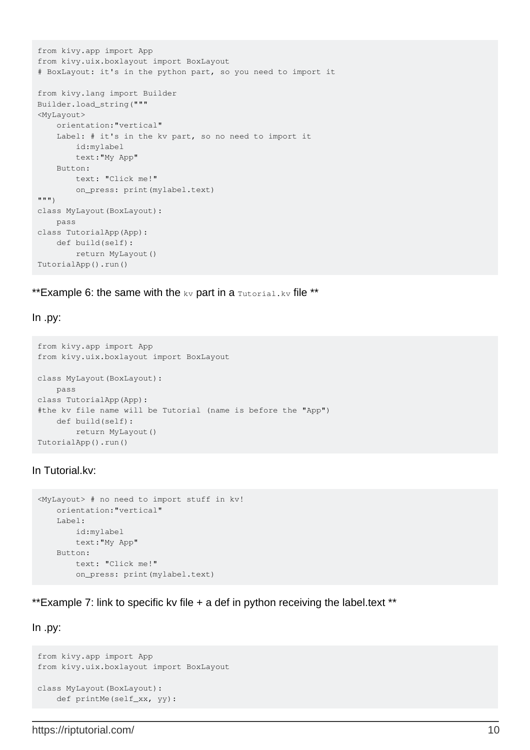```
from kivy.app import App
from kivy.uix.boxlayout import BoxLayout
# BoxLayout: it's in the python part, so you need to import it

from kivy.lang import Builder
Builder.load_string("""
<MyLayout>
    orientation:"vertical"
    Label: # it's in the kv part, so no need to import it
        id:mylabel
        text:"My App"
    Button:
        text: "Click me!"
        on_press: print(mylabel.text)
""")
class MyLayout(BoxLayout):
    pass
class TutorialApp(App):
    def build(self):
        return MyLayout()
TutorialApp().run()
```

**Example 6: the same with the `kv` part in a `Tutorial.kv` file **

In .py:

```
from kivy.app import App
from kivy.uix.boxlayout import BoxLayout

class MyLayout(BoxLayout):
    pass
class TutorialApp(App):
#the kv file name will be Tutorial (name is before the "App")
    def build(self):
        return MyLayout()
TutorialApp().run()
```

In Tutorial.kv:

```
<MyLayout> # no need to import stuff in kv!
    orientation:"vertical"
    Label:
        id:mylabel
        text:"My App"
    Button:
        text: "Click me!"
        on_press: print(mylabel.text)
```

**Example 7: link to specific kv file + a def in python receiving the label.text **

In .py:

```
from kivy.app import App
from kivy.uix.boxlayout import BoxLayout

class MyLayout(BoxLayout):
    def printMe(self_xx, yy):
```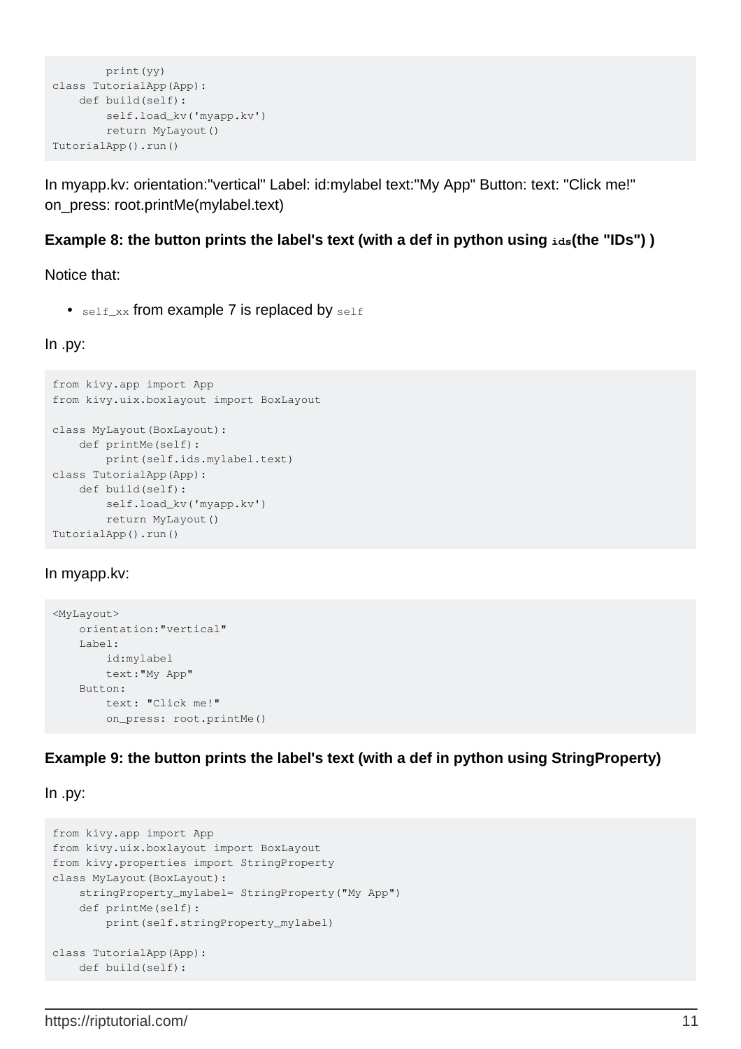```
        print(yy)
class TutorialApp(App):
    def build(self):
        self.load_kv('myapp.kv')
        return MyLayout()
TutorialApp().run()
```

In myapp.kv: orientation:"vertical" Label: id:mylabel text:"My App" Button: text: "Click me!" on_press: root.printMe(mylabel.text)

**Example 8: the button prints the label's text (with a def in python using `ids`(the "IDs") )**

Notice that:

- `self_xx` from example 7 is replaced by `self`

In .py:

```
from kivy.app import App
from kivy.uix.boxlayout import BoxLayout

class MyLayout(BoxLayout):
    def printMe(self):
        print(self.ids.mylabel.text)
class TutorialApp(App):
    def build(self):
        self.load_kv('myapp.kv')
        return MyLayout()
TutorialApp().run()
```

In myapp.kv:

```
<MyLayout>
    orientation:"vertical"
    Label:
        id:mylabel
        text:"My App"
    Button:
        text: "Click me!"
        on_press: root.printMe()
```

**Example 9: the button prints the label's text (with a def in python using StringProperty)**

In .py:

```
from kivy.app import App
from kivy.uix.boxlayout import BoxLayout
from kivy.properties import StringProperty
class MyLayout(BoxLayout):
    stringProperty_mylabel= StringProperty("My App")
    def printMe(self):
        print(self.stringProperty_mylabel)

class TutorialApp(App):
    def build(self):
```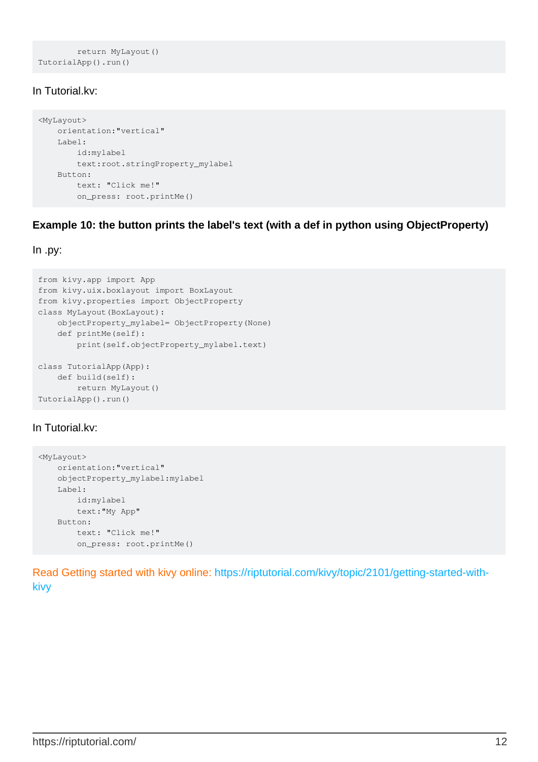```
        return MyLayout()
TutorialApp().run()
```

In Tutorial.kv:

```
<MyLayout>
    orientation:"vertical"
    Label:
        id:mylabel
        text:root.stringProperty_mylabel
    Button:
        text: "Click me!"
        on_press: root.printMe()
```

**Example 10: the button prints the label's text (with a def in python using ObjectProperty)**

In .py:

```
from kivy.app import App
from kivy.uix.boxlayout import BoxLayout
from kivy.properties import ObjectProperty
class MyLayout(BoxLayout):
    objectProperty_mylabel= ObjectProperty(None)
    def printMe(self):
        print(self.objectProperty_mylabel.text)

class TutorialApp(App):
    def build(self):
        return MyLayout()
TutorialApp().run()
```

In Tutorial.kv:

```
<MyLayout>
    orientation:"vertical"
    objectProperty_mylabel:mylabel
    Label:
        id:mylabel
        text:"My App"
    Button:
        text: "Click me!"
        on_press: root.printMe()
```

Read Getting started with kivy online: https://riptutorial.com/kivy/topic/2101/getting-started-with-kivy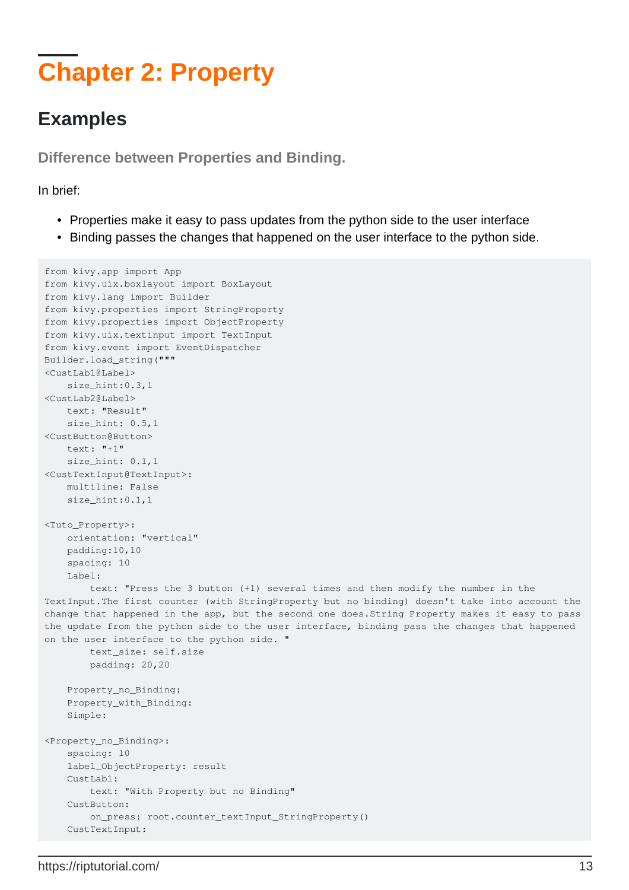# Chapter 2: Property

## Examples

### Difference between Properties and Binding.

In brief:

- Properties make it easy to pass updates from the python side to the user interface
- Binding passes the changes that happened on the user interface to the python side.

```
from kivy.app import App
from kivy.uix.boxlayout import BoxLayout
from kivy.lang import Builder
from kivy.properties import StringProperty
from kivy.properties import ObjectProperty
from kivy.uix.textinput import TextInput
from kivy.event import EventDispatcher
Builder.load_string("""
<CustLab1@Label>
    size_hint:0.3,1
<CustLab2@Label>
    text: "Result"
    size_hint: 0.5,1
<CustButton@Button>
    text: "+1"
    size_hint: 0.1,1
<CustTextInput@TextInput>:
    multiline: False
    size_hint:0.1,1

<Tuto_Property>:
    orientation: "vertical"
    padding:10,10
    spacing: 10
    Label:
        text: "Press the 3 button (+1) several times and then modify the number in the
TextInput.The first counter (with StringProperty but no binding) doesn't take into account the
change that happened in the app, but the second one does.String Property makes it easy to pass
the update from the python side to the user interface, binding pass the changes that happened
on the user interface to the python side. "
        text_size: self.size
        padding: 20,20

    Property_no_Binding:
    Property_with_Binding:
    Simple:

<Property_no_Binding>:
    spacing: 10
    label_ObjectProperty: result
    CustLab1:
        text: "With Property but no Binding"
    CustButton:
        on_press: root.counter_textInput_StringProperty()
    CustTextInput:
```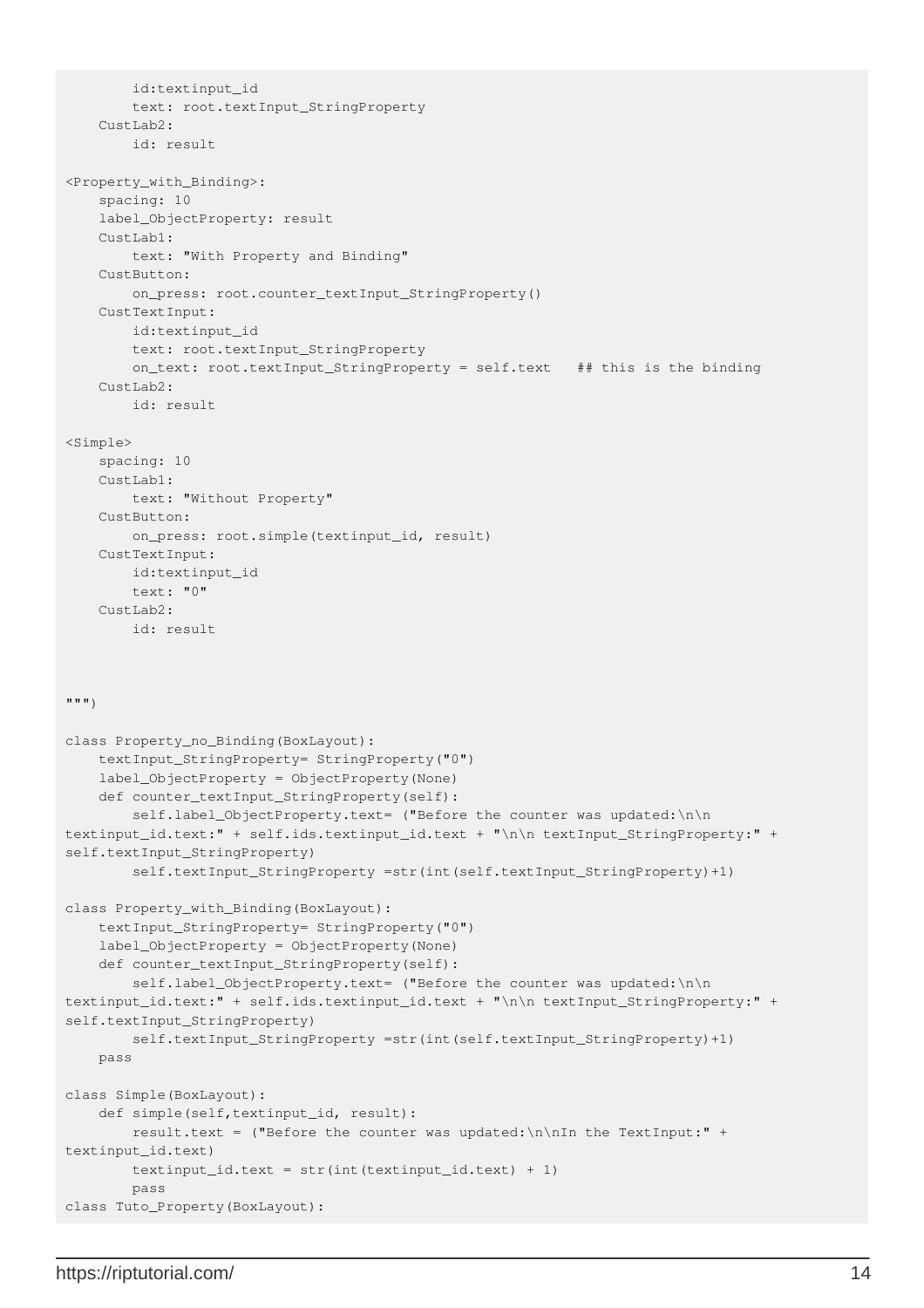```
        id:textinput_id
        text: root.textInput_StringProperty
    CustLab2:
        id: result

<Property_with_Binding>:
    spacing: 10
    label_ObjectProperty: result
    CustLab1:
        text: "With Property and Binding"
    CustButton:
        on_press: root.counter_textInput_StringProperty()
    CustTextInput:
        id:textinput_id
        text: root.textInput_StringProperty
        on_text: root.textInput_StringProperty = self.text   ## this is the binding
    CustLab2:
        id: result

<Simple>
    spacing: 10
    CustLab1:
        text: "Without Property"
    CustButton:
        on_press: root.simple(textinput_id, result)
    CustTextInput:
        id:textinput_id
        text: "0"
    CustLab2:
        id: result



""")

class Property_no_Binding(BoxLayout):
    textInput_StringProperty= StringProperty("0")
    label_ObjectProperty = ObjectProperty(None)
    def counter_textInput_StringProperty(self):
        self.label_ObjectProperty.text= ("Before the counter was updated:\n\n
textinput_id.text:" + self.ids.textinput_id.text + "\n\n textInput_StringProperty:" +
self.textInput_StringProperty)
        self.textInput_StringProperty =str(int(self.textInput_StringProperty)+1)

class Property_with_Binding(BoxLayout):
    textInput_StringProperty= StringProperty("0")
    label_ObjectProperty = ObjectProperty(None)
    def counter_textInput_StringProperty(self):
        self.label_ObjectProperty.text= ("Before the counter was updated:\n\n
textinput_id.text:" + self.ids.textinput_id.text + "\n\n textInput_StringProperty:" +
self.textInput_StringProperty)
        self.textInput_StringProperty =str(int(self.textInput_StringProperty)+1)
    pass

class Simple(BoxLayout):
    def simple(self,textinput_id, result):
        result.text = ("Before the counter was updated:\n\nIn the TextInput:" +
textinput_id.text)
        textinput_id.text = str(int(textinput_id.text) + 1)
        pass
class Tuto_Property(BoxLayout):
```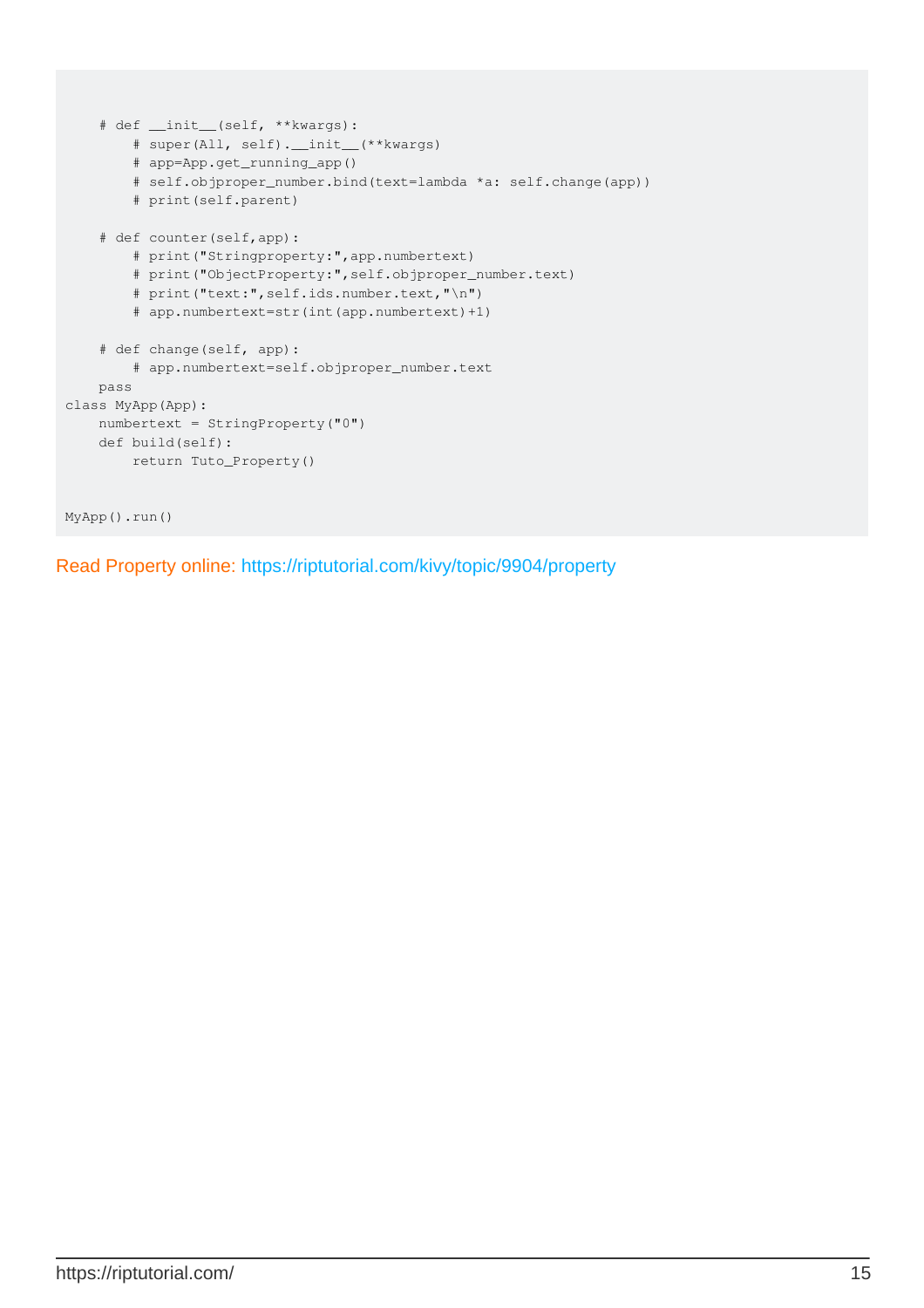```
    # def __init__(self, **kwargs):
        # super(All, self).__init__(**kwargs)
        # app=App.get_running_app()
        # self.objproper_number.bind(text=lambda *a: self.change(app))
        # print(self.parent)

    # def counter(self,app):
        # print("Stringproperty:",app.numbertext)
        # print("ObjectProperty:",self.objproper_number.text)
        # print("text:",self.ids.number.text,"\n")
        # app.numbertext=str(int(app.numbertext)+1)

    # def change(self, app):
        # app.numbertext=self.objproper_number.text
    pass
class MyApp(App):
    numbertext = StringProperty("0")
    def build(self):
        return Tuto_Property()


MyApp().run()
```

Read Property online: https://riptutorial.com/kivy/topic/9904/property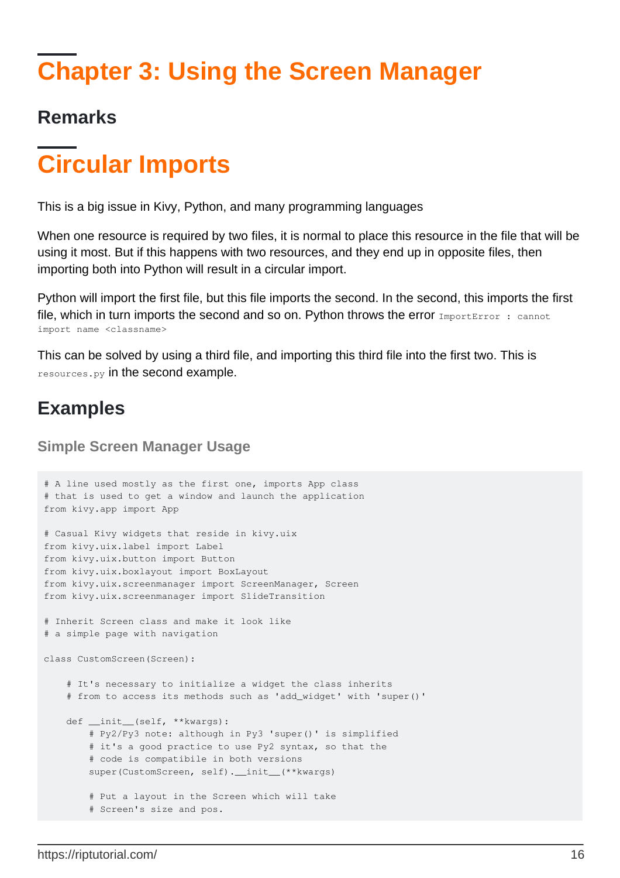# Chapter 3: Using the Screen Manager

## Remarks

# Circular Imports

This is a big issue in Kivy, Python, and many programming languages

When one resource is required by two files, it is normal to place this resource in the file that will be using it most. But if this happens with two resources, and they end up in opposite files, then importing both into Python will result in a circular import.

Python will import the first file, but this file imports the second. In the second, this imports the first file, which in turn imports the second and so on. Python throws the error `ImportError : cannot import name <classname>`

This can be solved by using a third file, and importing this third file into the first two. This is `resources.py` in the second example.

## Examples

### Simple Screen Manager Usage

```
# A line used mostly as the first one, imports App class
# that is used to get a window and launch the application
from kivy.app import App

# Casual Kivy widgets that reside in kivy.uix
from kivy.uix.label import Label
from kivy.uix.button import Button
from kivy.uix.boxlayout import BoxLayout
from kivy.uix.screenmanager import ScreenManager, Screen
from kivy.uix.screenmanager import SlideTransition

# Inherit Screen class and make it look like
# a simple page with navigation

class CustomScreen(Screen):

    # It's necessary to initialize a widget the class inherits
    # from to access its methods such as 'add_widget' with 'super()'

    def __init__(self, **kwargs):
        # Py2/Py3 note: although in Py3 'super()' is simplified
        # it's a good practice to use Py2 syntax, so that the
        # code is compatibile in both versions
        super(CustomScreen, self).__init__(**kwargs)

        # Put a layout in the Screen which will take
        # Screen's size and pos.
```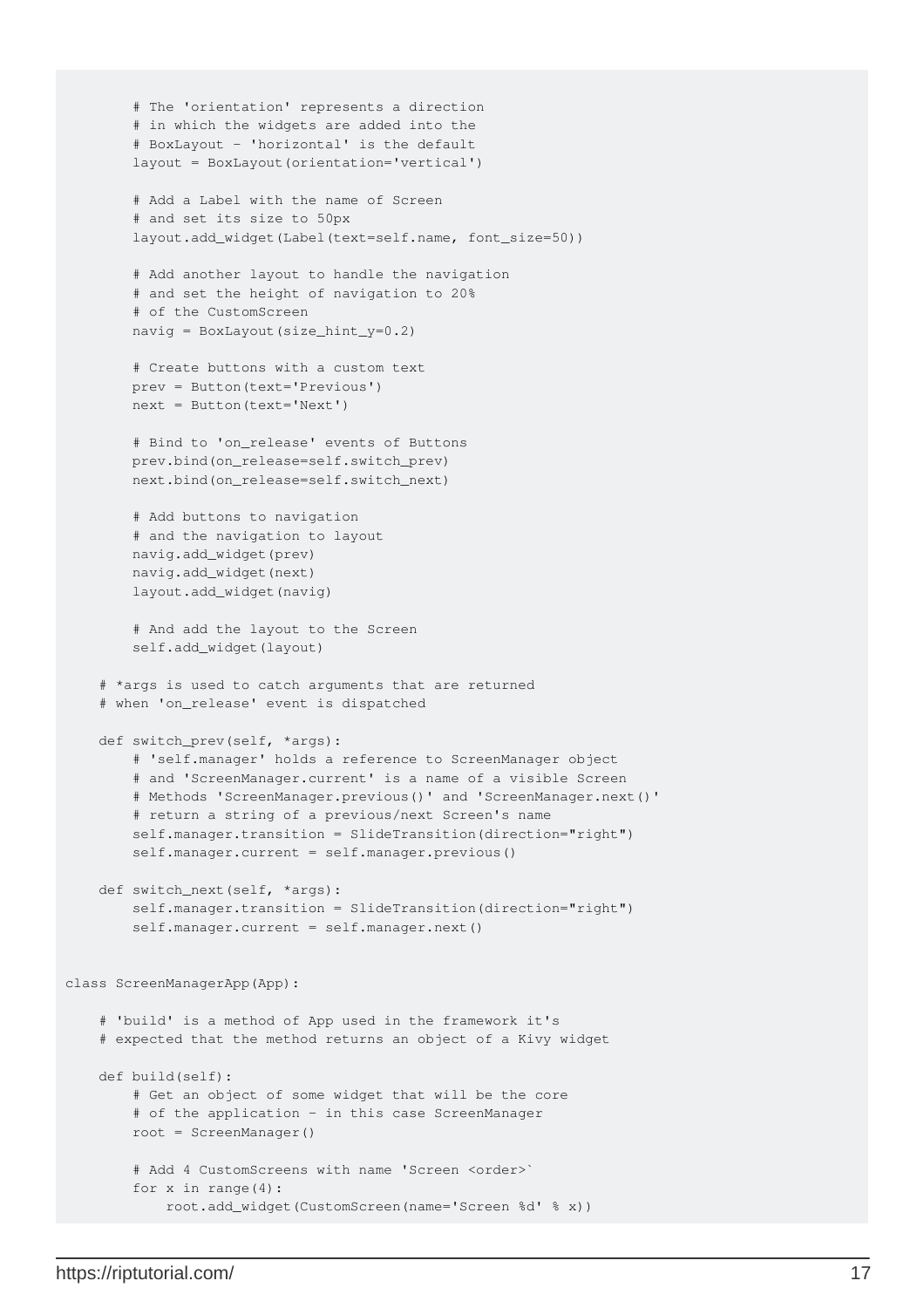```
        # The 'orientation' represents a direction
        # in which the widgets are added into the
        # BoxLayout - 'horizontal' is the default
        layout = BoxLayout(orientation='vertical')

        # Add a Label with the name of Screen
        # and set its size to 50px
        layout.add_widget(Label(text=self.name, font_size=50))

        # Add another layout to handle the navigation
        # and set the height of navigation to 20%
        # of the CustomScreen
        navig = BoxLayout(size_hint_y=0.2)

        # Create buttons with a custom text
        prev = Button(text='Previous')
        next = Button(text='Next')

        # Bind to 'on_release' events of Buttons
        prev.bind(on_release=self.switch_prev)
        next.bind(on_release=self.switch_next)

        # Add buttons to navigation
        # and the navigation to layout
        navig.add_widget(prev)
        navig.add_widget(next)
        layout.add_widget(navig)

        # And add the layout to the Screen
        self.add_widget(layout)

    # *args is used to catch arguments that are returned
    # when 'on_release' event is dispatched

    def switch_prev(self, *args):
        # 'self.manager' holds a reference to ScreenManager object
        # and 'ScreenManager.current' is a name of a visible Screen
        # Methods 'ScreenManager.previous()' and 'ScreenManager.next()'
        # return a string of a previous/next Screen's name
        self.manager.transition = SlideTransition(direction="right")
        self.manager.current = self.manager.previous()

    def switch_next(self, *args):
        self.manager.transition = SlideTransition(direction="right")
        self.manager.current = self.manager.next()


class ScreenManagerApp(App):

    # 'build' is a method of App used in the framework it's
    # expected that the method returns an object of a Kivy widget

    def build(self):
        # Get an object of some widget that will be the core
        # of the application - in this case ScreenManager
        root = ScreenManager()

        # Add 4 CustomScreens with name 'Screen <order>`
        for x in range(4):
            root.add_widget(CustomScreen(name='Screen %d' % x))
```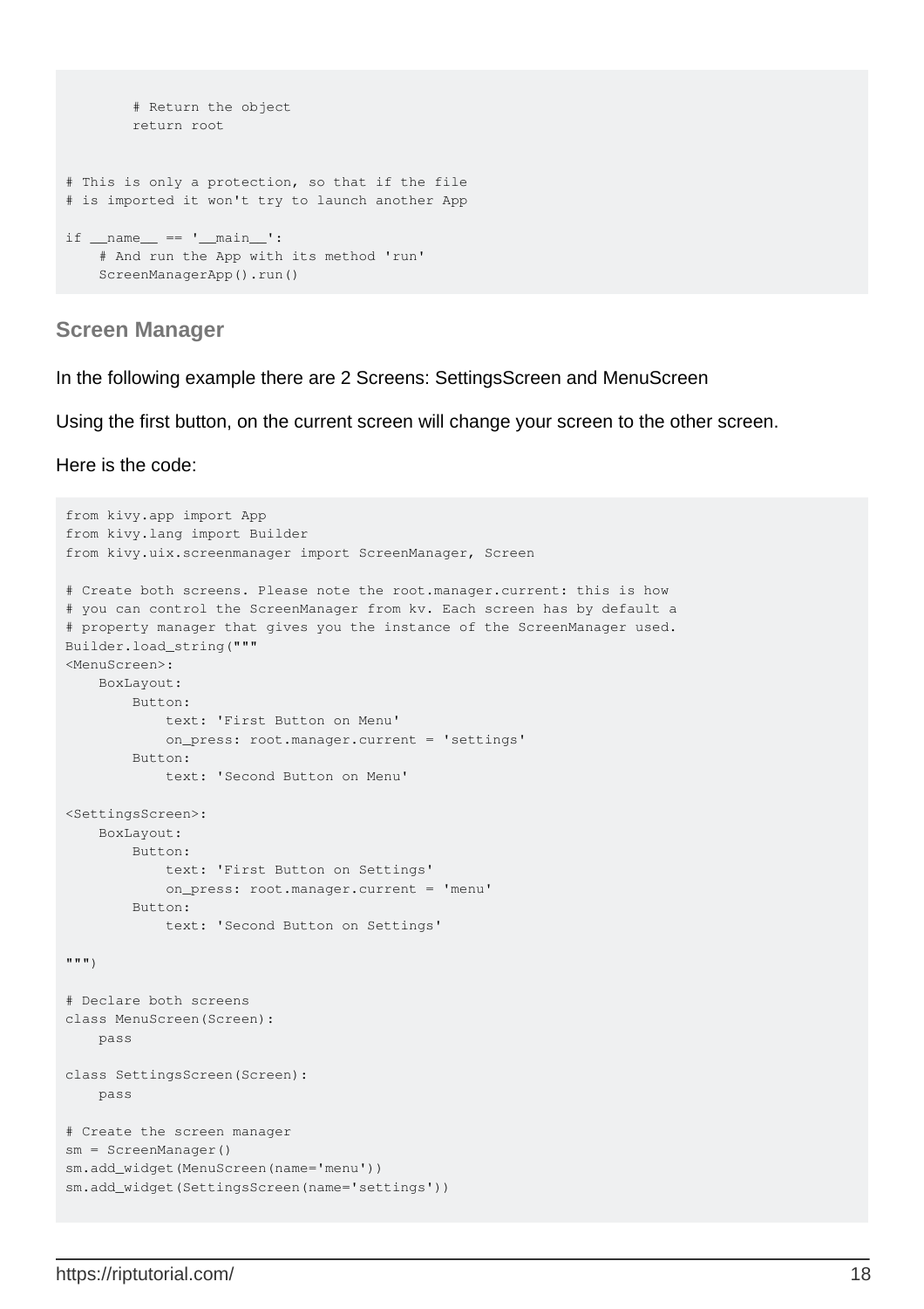```
        # Return the object
        return root


# This is only a protection, so that if the file
# is imported it won't try to launch another App

if __name__ == '__main__':
    # And run the App with its method 'run'
    ScreenManagerApp().run()
```

### Screen Manager

In the following example there are 2 Screens: SettingsScreen and MenuScreen

Using the first button, on the current screen will change your screen to the other screen.

Here is the code:

```
from kivy.app import App
from kivy.lang import Builder
from kivy.uix.screenmanager import ScreenManager, Screen

# Create both screens. Please note the root.manager.current: this is how
# you can control the ScreenManager from kv. Each screen has by default a
# property manager that gives you the instance of the ScreenManager used.
Builder.load_string("""
<MenuScreen>:
    BoxLayout:
        Button:
            text: 'First Button on Menu'
            on_press: root.manager.current = 'settings'
        Button:
            text: 'Second Button on Menu'

<SettingsScreen>:
    BoxLayout:
        Button:
            text: 'First Button on Settings'
            on_press: root.manager.current = 'menu'
        Button:
            text: 'Second Button on Settings'

""")

# Declare both screens
class MenuScreen(Screen):
    pass

class SettingsScreen(Screen):
    pass

# Create the screen manager
sm = ScreenManager()
sm.add_widget(MenuScreen(name='menu'))
sm.add_widget(SettingsScreen(name='settings'))
```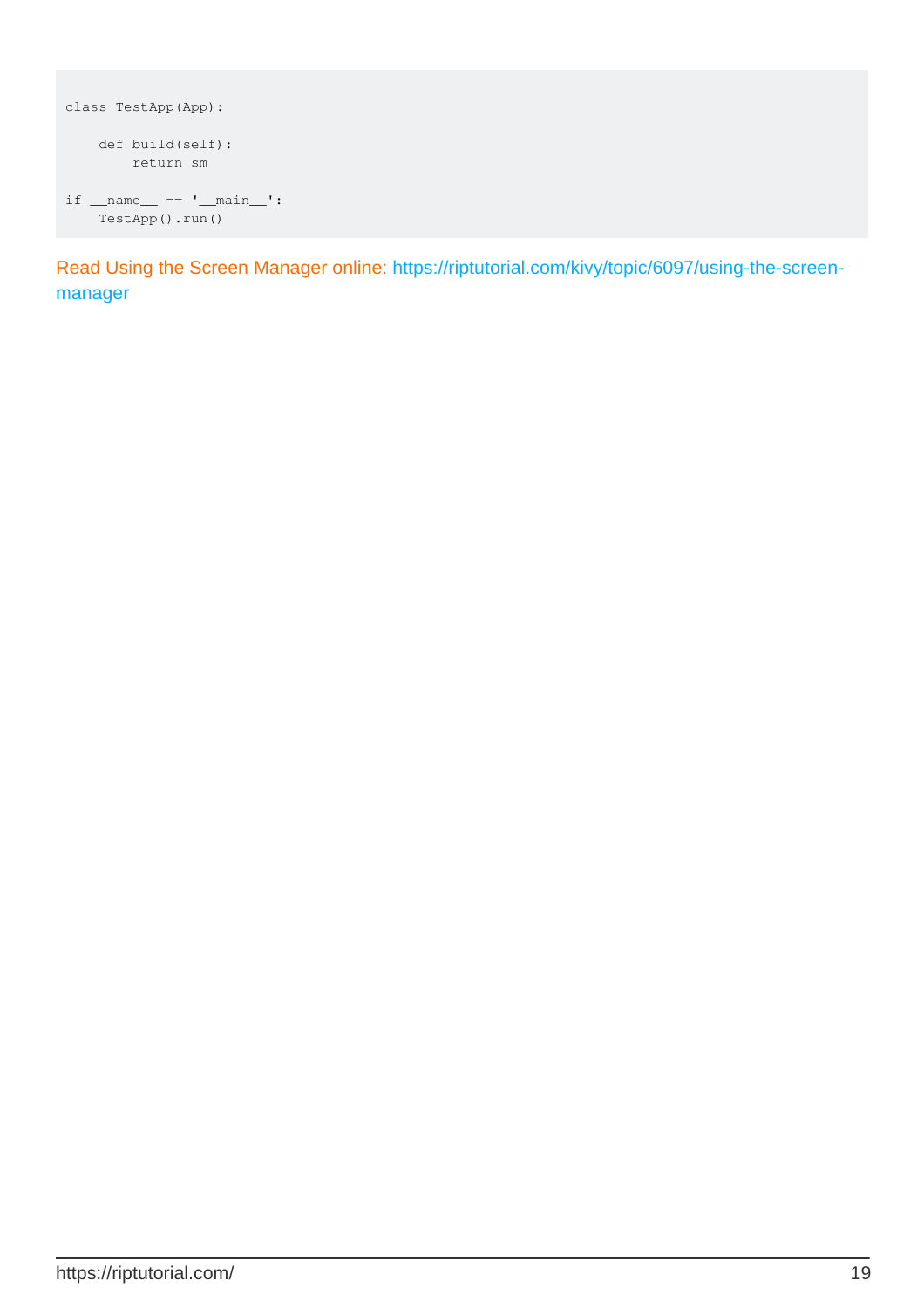```
class TestApp(App):

    def build(self):
        return sm

if __name__ == '__main__':
    TestApp().run()
```

Read Using the Screen Manager online: https://riptutorial.com/kivy/topic/6097/using-the-screen-manager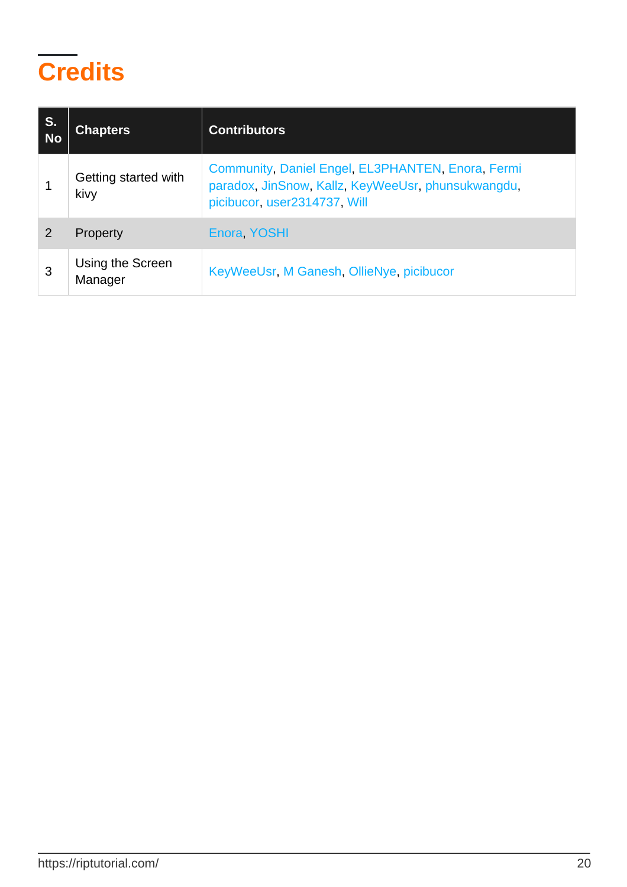# Credits

| S. No | Chapters | Contributors |
| --- | --- | --- |
| 1 | Getting started with kivy | Community, Daniel Engel, EL3PHANTEN, Enora, Fermi paradox, JinSnow, Kallz, KeyWeeUsr, phunsukwangdu, picibucor, user2314737, Will |
| 2 | Property | Enora, YOSHI |
| 3 | Using the Screen Manager | KeyWeeUsr, M Ganesh, OllieNye, picibucor |